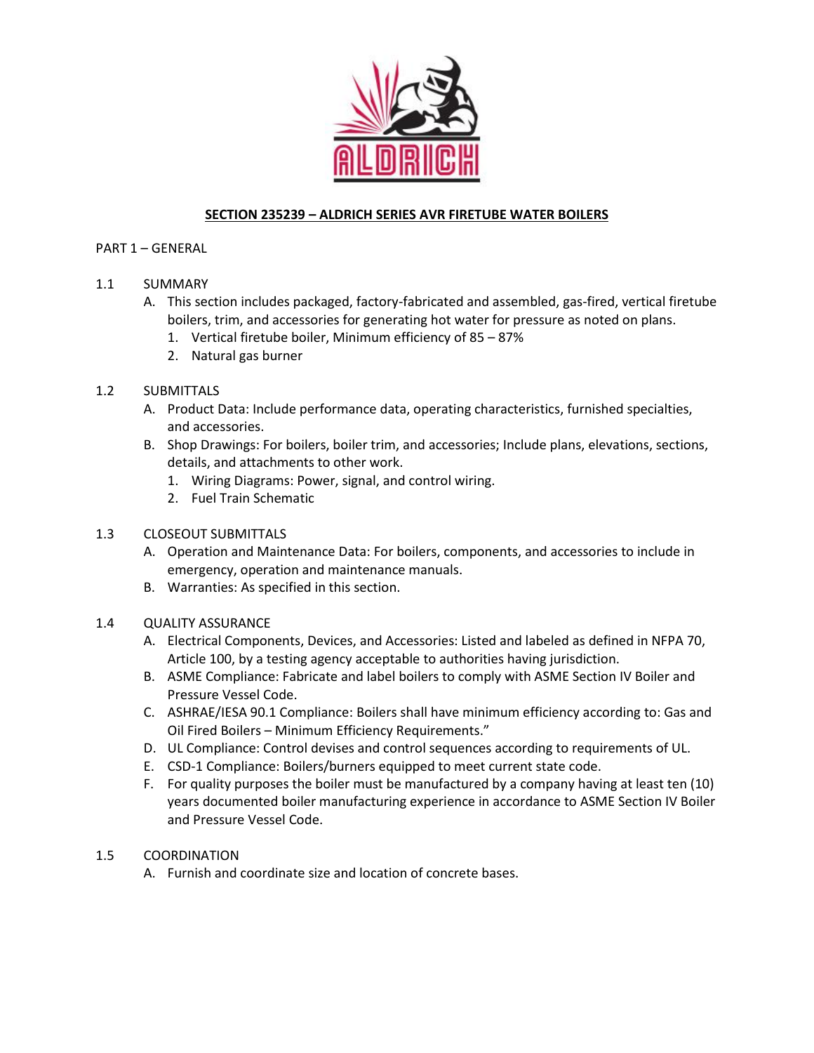# SECTION 235239 – ALDRICH SERIES AVR FIRETUBE WATER BOILERS

PART 1 – GENERAL

1.1 SUMMARY

A. This section includes packaged, factory-fabricated and assembled, gas-fired, vertical firetube boilers, trim, and accessories for generating hot water for pressure as noted on plans.
   1. Vertical firetube boiler, Minimum efficiency of 85 – 87%
   2. Natural gas burner

1.2 SUBMITTALS

A. Product Data: Include performance data, operating characteristics, furnished specialties, and accessories.

B. Shop Drawings: For boilers, boiler trim, and accessories; Include plans, elevations, sections, details, and attachments to other work.
   1. Wiring Diagrams: Power, signal, and control wiring.
   2. Fuel Train Schematic

1.3 CLOSEOUT SUBMITTALS

A. Operation and Maintenance Data: For boilers, components, and accessories to include in emergency, operation and maintenance manuals.

B. Warranties: As specified in this section.

1.4 QUALITY ASSURANCE

A. Electrical Components, Devices, and Accessories: Listed and labeled as defined in NFPA 70, Article 100, by a testing agency acceptable to authorities having jurisdiction.

B. ASME Compliance: Fabricate and label boilers to comply with ASME Section IV Boiler and Pressure Vessel Code.

C. ASHRAE/IESA 90.1 Compliance: Boilers shall have minimum efficiency according to: Gas and Oil Fired Boilers – Minimum Efficiency Requirements."

D. UL Compliance: Control devises and control sequences according to requirements of UL.

E. CSD-1 Compliance: Boilers/burners equipped to meet current state code.

F. For quality purposes the boiler must be manufactured by a company having at least ten (10) years documented boiler manufacturing experience in accordance to ASME Section IV Boiler and Pressure Vessel Code.

1.5 COORDINATION

A. Furnish and coordinate size and location of concrete bases.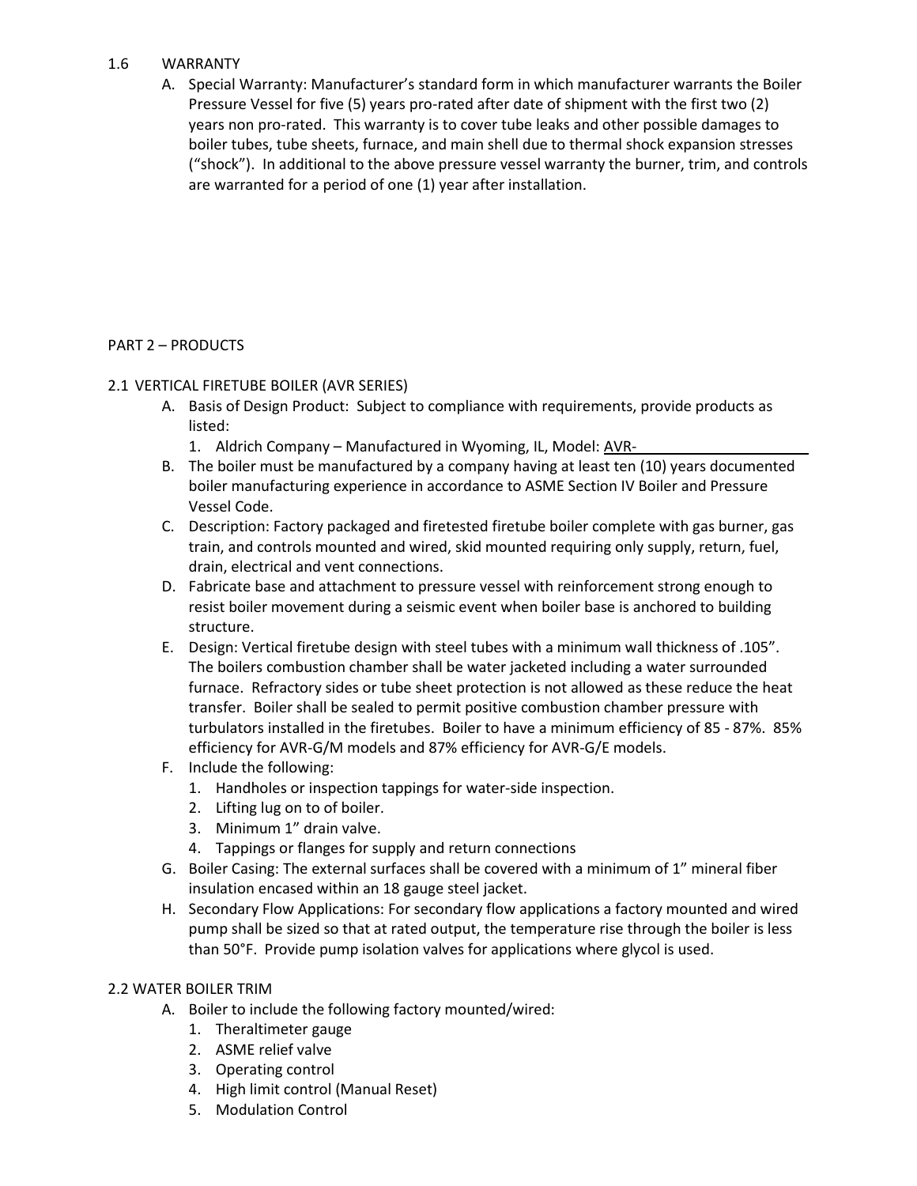1.6 WARRANTY

A. Special Warranty: Manufacturer's standard form in which manufacturer warrants the Boiler Pressure Vessel for five (5) years pro-rated after date of shipment with the first two (2) years non pro-rated. This warranty is to cover tube leaks and other possible damages to boiler tubes, tube sheets, furnace, and main shell due to thermal shock expansion stresses ("shock"). In additional to the above pressure vessel warranty the burner, trim, and controls are warranted for a period of one (1) year after installation.

## PART 2 – PRODUCTS

### 2.1 VERTICAL FIRETUBE BOILER (AVR SERIES)

A. Basis of Design Product: Subject to compliance with requirements, provide products as listed:
   1. Aldrich Company – Manufactured in Wyoming, IL, Model: AVR-\_\_\_\_\_\_\_\_\_\_\_\_\_\_\_\_\_\_\_\_

B. The boiler must be manufactured by a company having at least ten (10) years documented boiler manufacturing experience in accordance to ASME Section IV Boiler and Pressure Vessel Code.

C. Description: Factory packaged and firetested firetube boiler complete with gas burner, gas train, and controls mounted and wired, skid mounted requiring only supply, return, fuel, drain, electrical and vent connections.

D. Fabricate base and attachment to pressure vessel with reinforcement strong enough to resist boiler movement during a seismic event when boiler base is anchored to building structure.

E. Design: Vertical firetube design with steel tubes with a minimum wall thickness of .105". The boilers combustion chamber shall be water jacketed including a water surrounded furnace. Refractory sides or tube sheet protection is not allowed as these reduce the heat transfer. Boiler shall be sealed to permit positive combustion chamber pressure with turbulators installed in the firetubes. Boiler to have a minimum efficiency of 85 - 87%. 85% efficiency for AVR-G/M models and 87% efficiency for AVR-G/E models.

F. Include the following:
   1. Handholes or inspection tappings for water-side inspection.
   2. Lifting lug on to of boiler.
   3. Minimum 1" drain valve.
   4. Tappings or flanges for supply and return connections

G. Boiler Casing: The external surfaces shall be covered with a minimum of 1" mineral fiber insulation encased within an 18 gauge steel jacket.

H. Secondary Flow Applications: For secondary flow applications a factory mounted and wired pump shall be sized so that at rated output, the temperature rise through the boiler is less than 50°F. Provide pump isolation valves for applications where glycol is used.

### 2.2 WATER BOILER TRIM

A. Boiler to include the following factory mounted/wired:
   1. Theraltimeter gauge
   2. ASME relief valve
   3. Operating control
   4. High limit control (Manual Reset)
   5. Modulation Control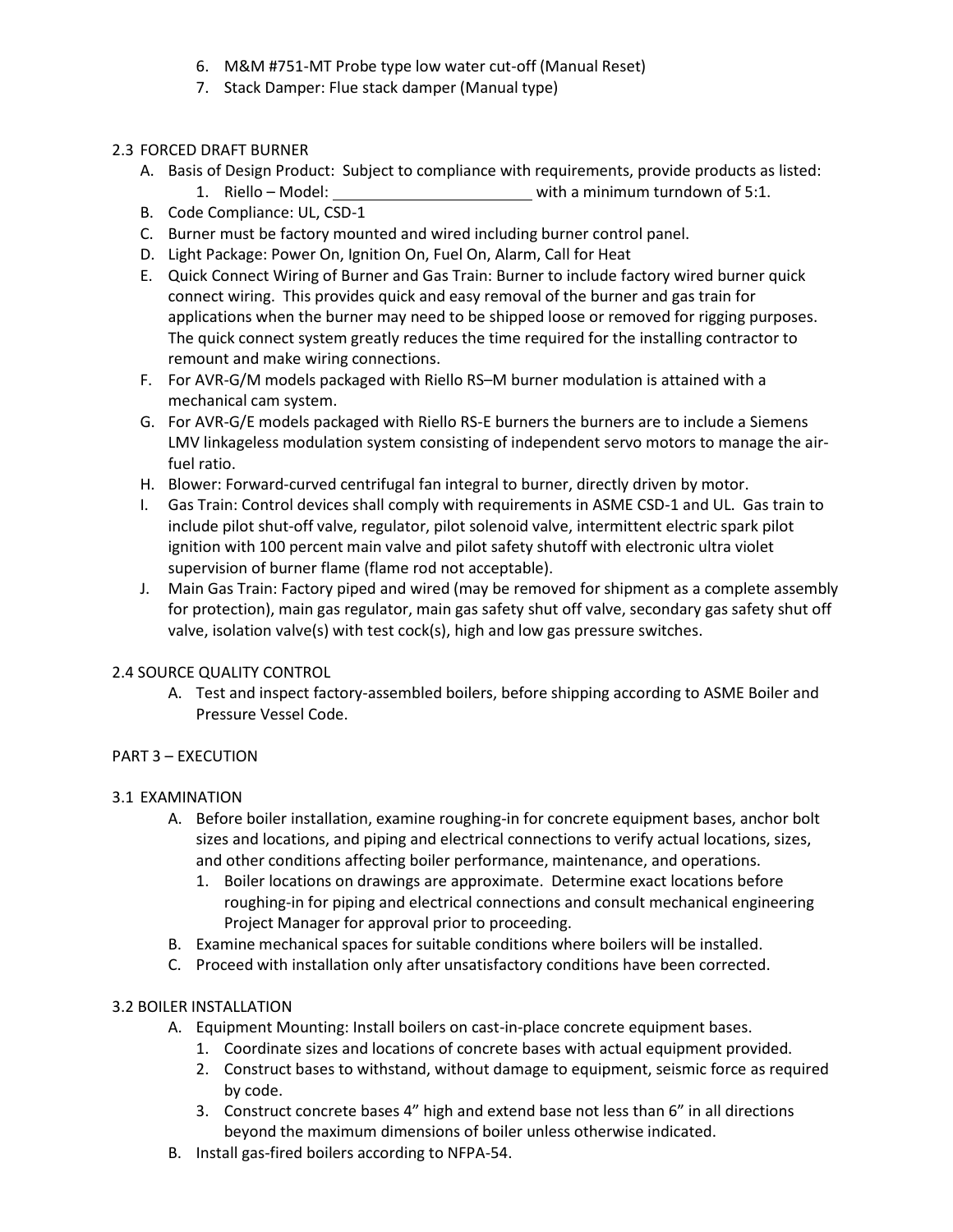6. M&M #751-MT Probe type low water cut-off (Manual Reset)
7. Stack Damper: Flue stack damper (Manual type)

## 2.3 FORCED DRAFT BURNER

A. Basis of Design Product: Subject to compliance with requirements, provide products as listed:
   1. Riello – Model: ________________________ with a minimum turndown of 5:1.
B. Code Compliance: UL, CSD-1
C. Burner must be factory mounted and wired including burner control panel.
D. Light Package: Power On, Ignition On, Fuel On, Alarm, Call for Heat
E. Quick Connect Wiring of Burner and Gas Train: Burner to include factory wired burner quick connect wiring. This provides quick and easy removal of the burner and gas train for applications when the burner may need to be shipped loose or removed for rigging purposes. The quick connect system greatly reduces the time required for the installing contractor to remount and make wiring connections.
F. For AVR-G/M models packaged with Riello RS–M burner modulation is attained with a mechanical cam system.
G. For AVR-G/E models packaged with Riello RS-E burners the burners are to include a Siemens LMV linkageless modulation system consisting of independent servo motors to manage the air-fuel ratio.
H. Blower: Forward-curved centrifugal fan integral to burner, directly driven by motor.
I. Gas Train: Control devices shall comply with requirements in ASME CSD-1 and UL. Gas train to include pilot shut-off valve, regulator, pilot solenoid valve, intermittent electric spark pilot ignition with 100 percent main valve and pilot safety shutoff with electronic ultra violet supervision of burner flame (flame rod not acceptable).
J. Main Gas Train: Factory piped and wired (may be removed for shipment as a complete assembly for protection), main gas regulator, main gas safety shut off valve, secondary gas safety shut off valve, isolation valve(s) with test cock(s), high and low gas pressure switches.

## 2.4 SOURCE QUALITY CONTROL

A. Test and inspect factory-assembled boilers, before shipping according to ASME Boiler and Pressure Vessel Code.

# PART 3 – EXECUTION

## 3.1 EXAMINATION

A. Before boiler installation, examine roughing-in for concrete equipment bases, anchor bolt sizes and locations, and piping and electrical connections to verify actual locations, sizes, and other conditions affecting boiler performance, maintenance, and operations.
   1. Boiler locations on drawings are approximate. Determine exact locations before roughing-in for piping and electrical connections and consult mechanical engineering Project Manager for approval prior to proceeding.
B. Examine mechanical spaces for suitable conditions where boilers will be installed.
C. Proceed with installation only after unsatisfactory conditions have been corrected.

## 3.2 BOILER INSTALLATION

A. Equipment Mounting: Install boilers on cast-in-place concrete equipment bases.
   1. Coordinate sizes and locations of concrete bases with actual equipment provided.
   2. Construct bases to withstand, without damage to equipment, seismic force as required by code.
   3. Construct concrete bases 4” high and extend base not less than 6” in all directions beyond the maximum dimensions of boiler unless otherwise indicated.
B. Install gas-fired boilers according to NFPA-54.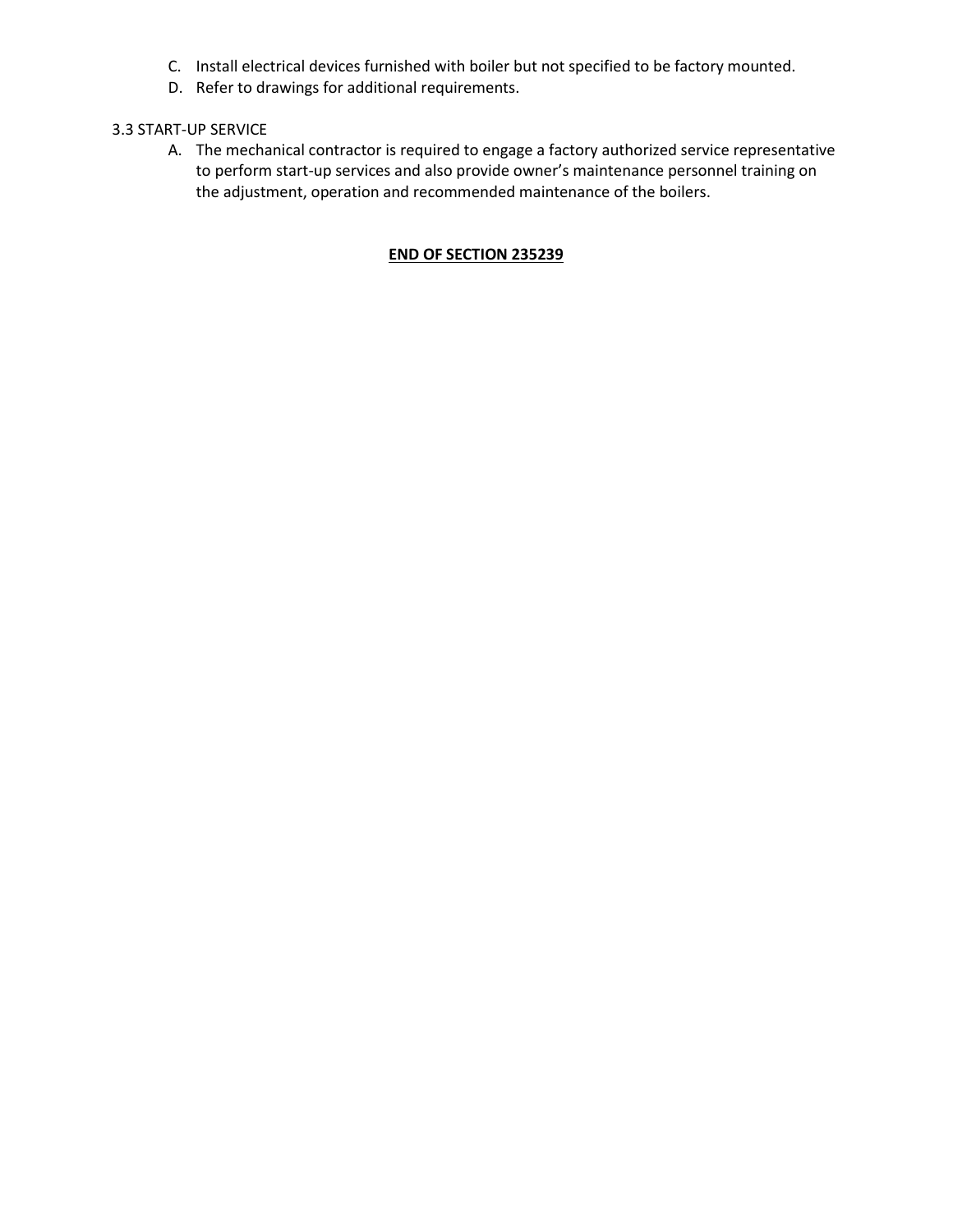C. Install electrical devices furnished with boiler but not specified to be factory mounted.
D. Refer to drawings for additional requirements.

3.3 START-UP SERVICE

A. The mechanical contractor is required to engage a factory authorized service representative to perform start-up services and also provide owner's maintenance personnel training on the adjustment, operation and recommended maintenance of the boilers.

**END OF SECTION 235239**